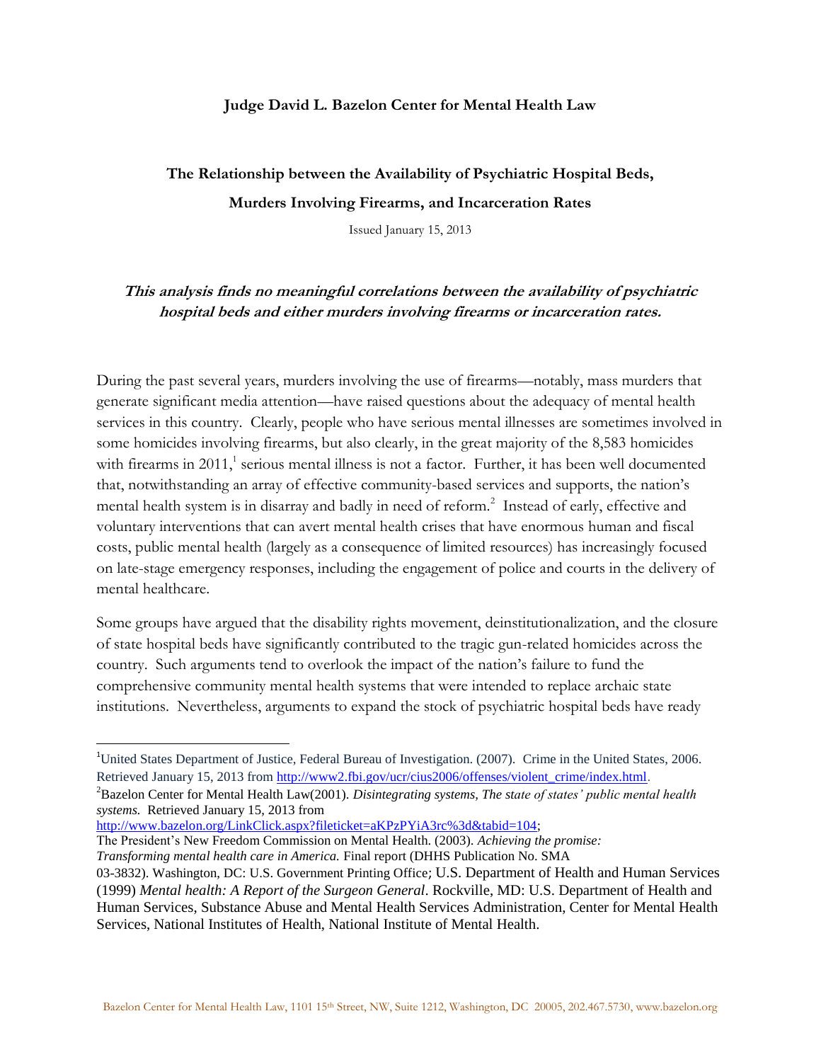**Judge David L. Bazelon Center for Mental Health Law**

# The Relationship between the Availability of Psychiatric Hospital Beds, Murders Involving Firearms, and Incarceration Rates

Issued January 15, 2013

***This analysis finds no meaningful correlations between the availability of psychiatric hospital beds and either murders involving firearms or incarceration rates.***

During the past several years, murders involving the use of firearms—notably, mass murders that generate significant media attention—have raised questions about the adequacy of mental health services in this country. Clearly, people who have serious mental illnesses are sometimes involved in some homicides involving firearms, but also clearly, in the great majority of the 8,583 homicides with firearms in 2011,[1] serious mental illness is not a factor. Further, it has been well documented that, notwithstanding an array of effective community-based services and supports, the nation's mental health system is in disarray and badly in need of reform.[2] Instead of early, effective and voluntary interventions that can avert mental health crises that have enormous human and fiscal costs, public mental health (largely as a consequence of limited resources) has increasingly focused on late-stage emergency responses, including the engagement of police and courts in the delivery of mental healthcare.

Some groups have argued that the disability rights movement, deinstitutionalization, and the closure of state hospital beds have significantly contributed to the tragic gun-related homicides across the country. Such arguments tend to overlook the impact of the nation's failure to fund the comprehensive community mental health systems that were intended to replace archaic state institutions. Nevertheless, arguments to expand the stock of psychiatric hospital beds have ready

---

[1] United States Department of Justice, Federal Bureau of Investigation. (2007). Crime in the United States, 2006. Retrieved January 15, 2013 from http://www2.fbi.gov/ucr/cius2006/offenses/violent_crime/index.html.

[2] Bazelon Center for Mental Health Law(2001). *Disintegrating systems, The state of states' public mental health systems.* Retrieved January 15, 2013 from http://www.bazelon.org/LinkClick.aspx?fileticket=aKPzPYiA3rc%3d&tabid=104;
The President's New Freedom Commission on Mental Health. (2003). *Achieving the promise: Transforming mental health care in America.* Final report (DHHS Publication No. SMA 03-3832). Washington, DC: U.S. Government Printing Office; U.S. Department of Health and Human Services (1999) *Mental health: A Report of the Surgeon General*. Rockville, MD: U.S. Department of Health and Human Services, Substance Abuse and Mental Health Services Administration, Center for Mental Health Services, National Institutes of Health, National Institute of Mental Health.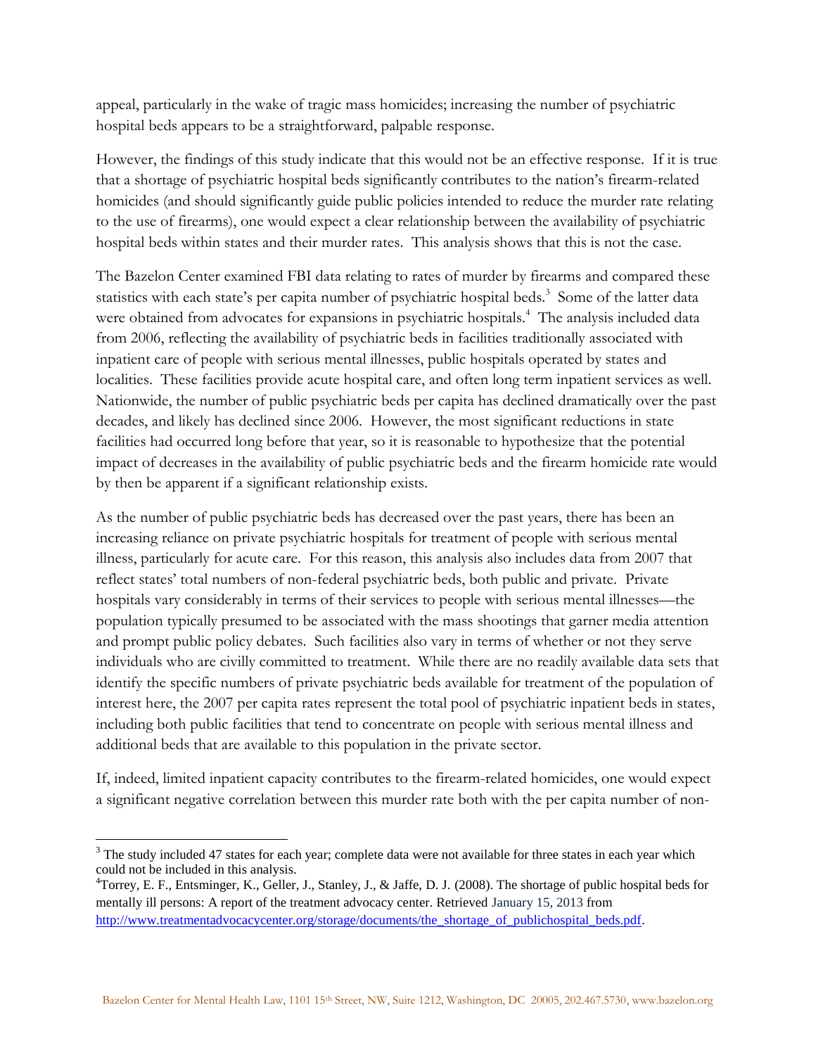appeal, particularly in the wake of tragic mass homicides; increasing the number of psychiatric hospital beds appears to be a straightforward, palpable response.

However, the findings of this study indicate that this would not be an effective response. If it is true that a shortage of psychiatric hospital beds significantly contributes to the nation's firearm-related homicides (and should significantly guide public policies intended to reduce the murder rate relating to the use of firearms), one would expect a clear relationship between the availability of psychiatric hospital beds within states and their murder rates. This analysis shows that this is not the case.

The Bazelon Center examined FBI data relating to rates of murder by firearms and compared these statistics with each state's per capita number of psychiatric hospital beds.[3] Some of the latter data were obtained from advocates for expansions in psychiatric hospitals.[4] The analysis included data from 2006, reflecting the availability of psychiatric beds in facilities traditionally associated with inpatient care of people with serious mental illnesses, public hospitals operated by states and localities. These facilities provide acute hospital care, and often long term inpatient services as well. Nationwide, the number of public psychiatric beds per capita has declined dramatically over the past decades, and likely has declined since 2006. However, the most significant reductions in state facilities had occurred long before that year, so it is reasonable to hypothesize that the potential impact of decreases in the availability of public psychiatric beds and the firearm homicide rate would by then be apparent if a significant relationship exists.

As the number of public psychiatric beds has decreased over the past years, there has been an increasing reliance on private psychiatric hospitals for treatment of people with serious mental illness, particularly for acute care. For this reason, this analysis also includes data from 2007 that reflect states' total numbers of non-federal psychiatric beds, both public and private. Private hospitals vary considerably in terms of their services to people with serious mental illnesses—the population typically presumed to be associated with the mass shootings that garner media attention and prompt public policy debates. Such facilities also vary in terms of whether or not they serve individuals who are civilly committed to treatment. While there are no readily available data sets that identify the specific numbers of private psychiatric beds available for treatment of the population of interest here, the 2007 per capita rates represent the total pool of psychiatric inpatient beds in states, including both public facilities that tend to concentrate on people with serious mental illness and additional beds that are available to this population in the private sector.

If, indeed, limited inpatient capacity contributes to the firearm-related homicides, one would expect a significant negative correlation between this murder rate both with the per capita number of non-

[3] The study included 47 states for each year; complete data were not available for three states in each year which could not be included in this analysis.

[4] Torrey, E. F., Entsminger, K., Geller, J., Stanley, J., & Jaffe, D. J. (2008). The shortage of public hospital beds for mentally ill persons: A report of the treatment advocacy center. Retrieved January 15, 2013 from http://www.treatmentadvocacycenter.org/storage/documents/the_shortage_of_publichospital_beds.pdf.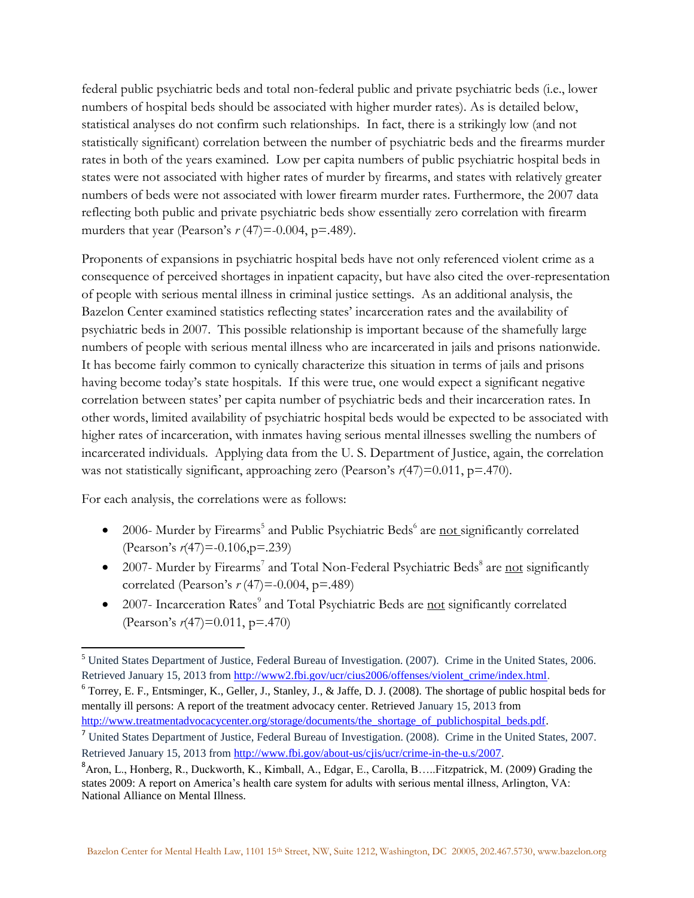federal public psychiatric beds and total non-federal public and private psychiatric beds (i.e., lower numbers of hospital beds should be associated with higher murder rates). As is detailed below, statistical analyses do not confirm such relationships. In fact, there is a strikingly low (and not statistically significant) correlation between the number of psychiatric beds and the firearms murder rates in both of the years examined. Low per capita numbers of public psychiatric hospital beds in states were not associated with higher rates of murder by firearms, and states with relatively greater numbers of beds were not associated with lower firearm murder rates. Furthermore, the 2007 data reflecting both public and private psychiatric beds show essentially zero correlation with firearm murders that year (Pearson's $r$ (47)=-0.004, p=.489).

Proponents of expansions in psychiatric hospital beds have not only referenced violent crime as a consequence of perceived shortages in inpatient capacity, but have also cited the over-representation of people with serious mental illness in criminal justice settings. As an additional analysis, the Bazelon Center examined statistics reflecting states' incarceration rates and the availability of psychiatric beds in 2007. This possible relationship is important because of the shamefully large numbers of people with serious mental illness who are incarcerated in jails and prisons nationwide. It has become fairly common to cynically characterize this situation in terms of jails and prisons having become today's state hospitals. If this were true, one would expect a significant negative correlation between states' per capita number of psychiatric beds and their incarceration rates. In other words, limited availability of psychiatric hospital beds would be expected to be associated with higher rates of incarceration, with inmates having serious mental illnesses swelling the numbers of incarcerated individuals. Applying data from the U. S. Department of Justice, again, the correlation was not statistically significant, approaching zero (Pearson's $r$(47)=0.011, p=.470).

For each analysis, the correlations were as follows:

- 2006- Murder by Firearms[5] and Public Psychiatric Beds[6] are <u>not</u> significantly correlated (Pearson's $r$(47)=-0.106,p=.239)
- 2007- Murder by Firearms[7] and Total Non-Federal Psychiatric Beds[8] are <u>not</u> significantly correlated (Pearson's $r$ (47)=-0.004, p=.489)
- 2007- Incarceration Rates[9] and Total Psychiatric Beds are <u>not</u> significantly correlated (Pearson's $r$(47)=0.011, p=.470)

---

[5] United States Department of Justice, Federal Bureau of Investigation. (2007). Crime in the United States, 2006. Retrieved January 15, 2013 from http://www2.fbi.gov/ucr/cius2006/offenses/violent_crime/index.html.

[6] Torrey, E. F., Entsminger, K., Geller, J., Stanley, J., & Jaffe, D. J. (2008). The shortage of public hospital beds for mentally ill persons: A report of the treatment advocacy center. Retrieved January 15, 2013 from http://www.treatmentadvocacycenter.org/storage/documents/the_shortage_of_publichospital_beds.pdf.

[7] United States Department of Justice, Federal Bureau of Investigation. (2008). Crime in the United States, 2007. Retrieved January 15, 2013 from http://www.fbi.gov/about-us/cjis/ucr/crime-in-the-u.s/2007.

[8] Aron, L., Honberg, R., Duckworth, K., Kimball, A., Edgar, E., Carolla, B…..Fitzpatrick, M. (2009) Grading the states 2009: A report on America's health care system for adults with serious mental illness, Arlington, VA: National Alliance on Mental Illness.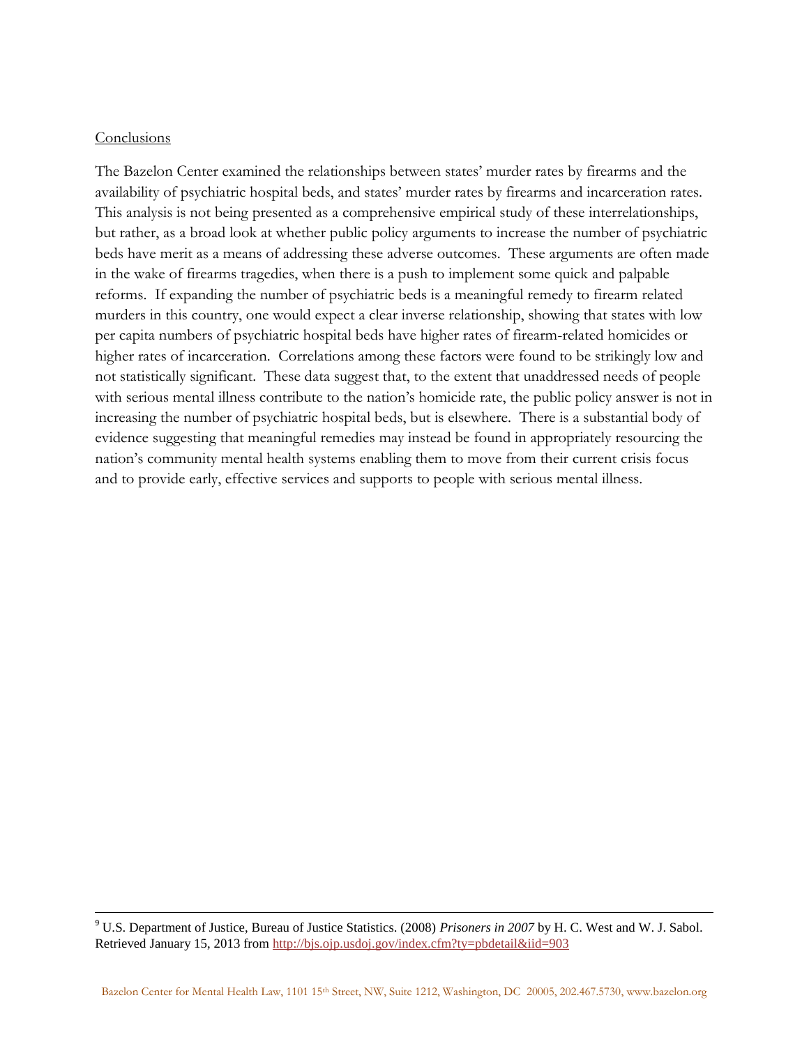## Conclusions

The Bazelon Center examined the relationships between states' murder rates by firearms and the availability of psychiatric hospital beds, and states' murder rates by firearms and incarceration rates. This analysis is not being presented as a comprehensive empirical study of these interrelationships, but rather, as a broad look at whether public policy arguments to increase the number of psychiatric beds have merit as a means of addressing these adverse outcomes. These arguments are often made in the wake of firearms tragedies, when there is a push to implement some quick and palpable reforms. If expanding the number of psychiatric beds is a meaningful remedy to firearm related murders in this country, one would expect a clear inverse relationship, showing that states with low per capita numbers of psychiatric hospital beds have higher rates of firearm-related homicides or higher rates of incarceration. Correlations among these factors were found to be strikingly low and not statistically significant. These data suggest that, to the extent that unaddressed needs of people with serious mental illness contribute to the nation's homicide rate, the public policy answer is not in increasing the number of psychiatric hospital beds, but is elsewhere. There is a substantial body of evidence suggesting that meaningful remedies may instead be found in appropriately resourcing the nation's community mental health systems enabling them to move from their current crisis focus and to provide early, effective services and supports to people with serious mental illness.

---

[9] U.S. Department of Justice, Bureau of Justice Statistics. (2008) *Prisoners in 2007* by H. C. West and W. J. Sabol. Retrieved January 15, 2013 from http://bjs.ojp.usdoj.gov/index.cfm?ty=pbdetail&iid=903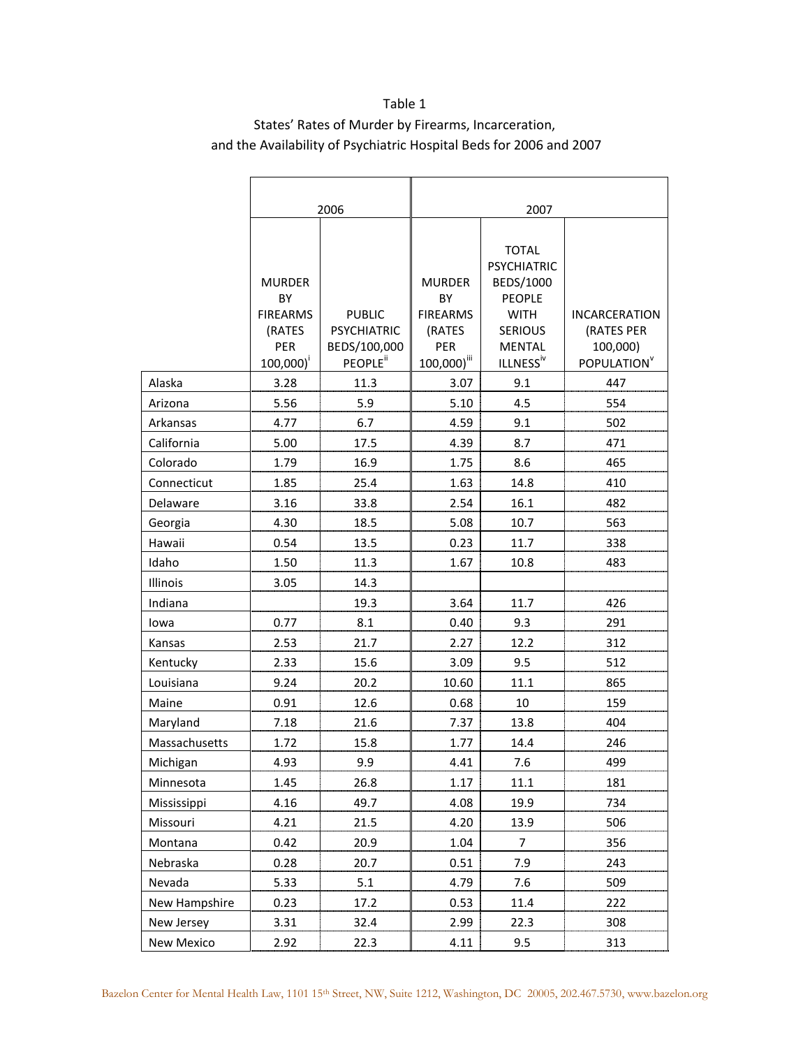Table 1

States' Rates of Murder by Firearms, Incarceration, and the Availability of Psychiatric Hospital Beds for 2006 and 2007

| | 2006 | | 2007 | | |
|---|---|---|---|---|---|
| | MURDER BY FIREARMS (RATES PER 100,000)[i] | PUBLIC PSYCHIATRIC BEDS/100,000 PEOPLE[ii] | MURDER BY FIREARMS (RATES PER 100,000)[iii] | TOTAL PSYCHIATRIC BEDS/1000 PEOPLE WITH SERIOUS MENTAL ILLNESS[iv] | INCARCERATION (RATES PER 100,000) POPULATION[v] |
| Alaska | 3.28 | 11.3 | 3.07 | 9.1 | 447 |
| Arizona | 5.56 | 5.9 | 5.10 | 4.5 | 554 |
| Arkansas | 4.77 | 6.7 | 4.59 | 9.1 | 502 |
| California | 5.00 | 17.5 | 4.39 | 8.7 | 471 |
| Colorado | 1.79 | 16.9 | 1.75 | 8.6 | 465 |
| Connecticut | 1.85 | 25.4 | 1.63 | 14.8 | 410 |
| Delaware | 3.16 | 33.8 | 2.54 | 16.1 | 482 |
| Georgia | 4.30 | 18.5 | 5.08 | 10.7 | 563 |
| Hawaii | 0.54 | 13.5 | 0.23 | 11.7 | 338 |
| Idaho | 1.50 | 11.3 | 1.67 | 10.8 | 483 |
| Illinois | 3.05 | 14.3 | | | |
| Indiana | | 19.3 | 3.64 | 11.7 | 426 |
| Iowa | 0.77 | 8.1 | 0.40 | 9.3 | 291 |
| Kansas | 2.53 | 21.7 | 2.27 | 12.2 | 312 |
| Kentucky | 2.33 | 15.6 | 3.09 | 9.5 | 512 |
| Louisiana | 9.24 | 20.2 | 10.60 | 11.1 | 865 |
| Maine | 0.91 | 12.6 | 0.68 | 10 | 159 |
| Maryland | 7.18 | 21.6 | 7.37 | 13.8 | 404 |
| Massachusetts | 1.72 | 15.8 | 1.77 | 14.4 | 246 |
| Michigan | 4.93 | 9.9 | 4.41 | 7.6 | 499 |
| Minnesota | 1.45 | 26.8 | 1.17 | 11.1 | 181 |
| Mississippi | 4.16 | 49.7 | 4.08 | 19.9 | 734 |
| Missouri | 4.21 | 21.5 | 4.20 | 13.9 | 506 |
| Montana | 0.42 | 20.9 | 1.04 | 7 | 356 |
| Nebraska | 0.28 | 20.7 | 0.51 | 7.9 | 243 |
| Nevada | 5.33 | 5.1 | 4.79 | 7.6 | 509 |
| New Hampshire | 0.23 | 17.2 | 0.53 | 11.4 | 222 |
| New Jersey | 3.31 | 32.4 | 2.99 | 22.3 | 308 |
| New Mexico | 2.92 | 22.3 | 4.11 | 9.5 | 313 |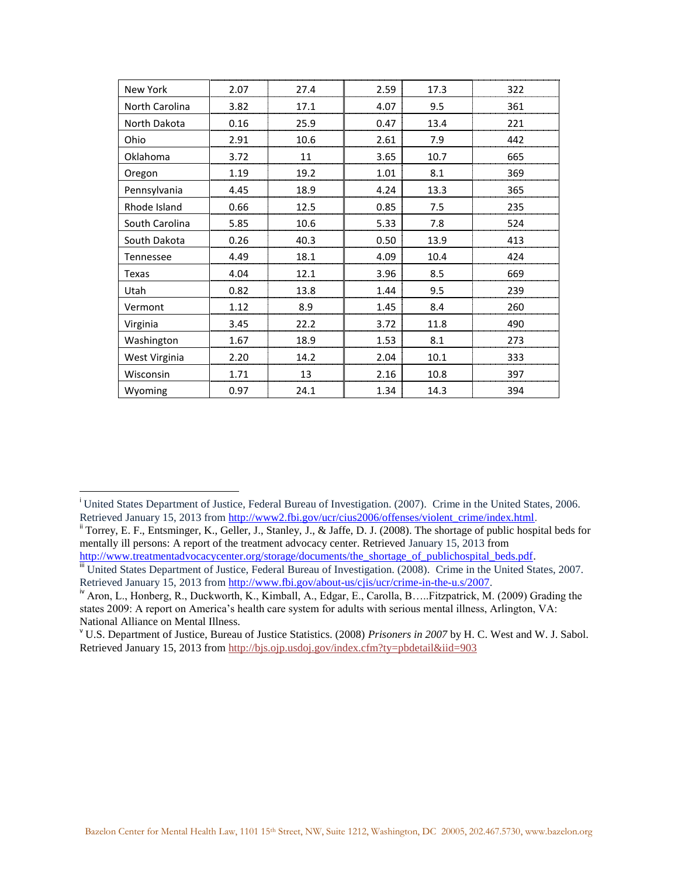| | | | | | |
|---|---|---|---|---|---|
| New York | 2.07 | 27.4 | 2.59 | 17.3 | 322 |
| North Carolina | 3.82 | 17.1 | 4.07 | 9.5 | 361 |
| North Dakota | 0.16 | 25.9 | 0.47 | 13.4 | 221 |
| Ohio | 2.91 | 10.6 | 2.61 | 7.9 | 442 |
| Oklahoma | 3.72 | 11 | 3.65 | 10.7 | 665 |
| Oregon | 1.19 | 19.2 | 1.01 | 8.1 | 369 |
| Pennsylvania | 4.45 | 18.9 | 4.24 | 13.3 | 365 |
| Rhode Island | 0.66 | 12.5 | 0.85 | 7.5 | 235 |
| South Carolina | 5.85 | 10.6 | 5.33 | 7.8 | 524 |
| South Dakota | 0.26 | 40.3 | 0.50 | 13.9 | 413 |
| Tennessee | 4.49 | 18.1 | 4.09 | 10.4 | 424 |
| Texas | 4.04 | 12.1 | 3.96 | 8.5 | 669 |
| Utah | 0.82 | 13.8 | 1.44 | 9.5 | 239 |
| Vermont | 1.12 | 8.9 | 1.45 | 8.4 | 260 |
| Virginia | 3.45 | 22.2 | 3.72 | 11.8 | 490 |
| Washington | 1.67 | 18.9 | 1.53 | 8.1 | 273 |
| West Virginia | 2.20 | 14.2 | 2.04 | 10.1 | 333 |
| Wisconsin | 1.71 | 13 | 2.16 | 10.8 | 397 |
| Wyoming | 0.97 | 24.1 | 1.34 | 14.3 | 394 |

[i] United States Department of Justice, Federal Bureau of Investigation. (2007). Crime in the United States, 2006. Retrieved January 15, 2013 from http://www2.fbi.gov/ucr/cius2006/offenses/violent_crime/index.html.

[ii] Torrey, E. F., Entsminger, K., Geller, J., Stanley, J., & Jaffe, D. J. (2008). The shortage of public hospital beds for mentally ill persons: A report of the treatment advocacy center. Retrieved January 15, 2013 from http://www.treatmentadvocacycenter.org/storage/documents/the_shortage_of_publichospital_beds.pdf.

[iii] United States Department of Justice, Federal Bureau of Investigation. (2008). Crime in the United States, 2007. Retrieved January 15, 2013 from http://www.fbi.gov/about-us/cjis/ucr/crime-in-the-u.s/2007.

[iv] Aron, L., Honberg, R., Duckworth, K., Kimball, A., Edgar, E., Carolla, B…..Fitzpatrick, M. (2009) Grading the states 2009: A report on America's health care system for adults with serious mental illness, Arlington, VA: National Alliance on Mental Illness.

[v] U.S. Department of Justice, Bureau of Justice Statistics. (2008) *Prisoners in 2007* by H. C. West and W. J. Sabol. Retrieved January 15, 2013 from http://bjs.ojp.usdoj.gov/index.cfm?ty=pbdetail&iid=903